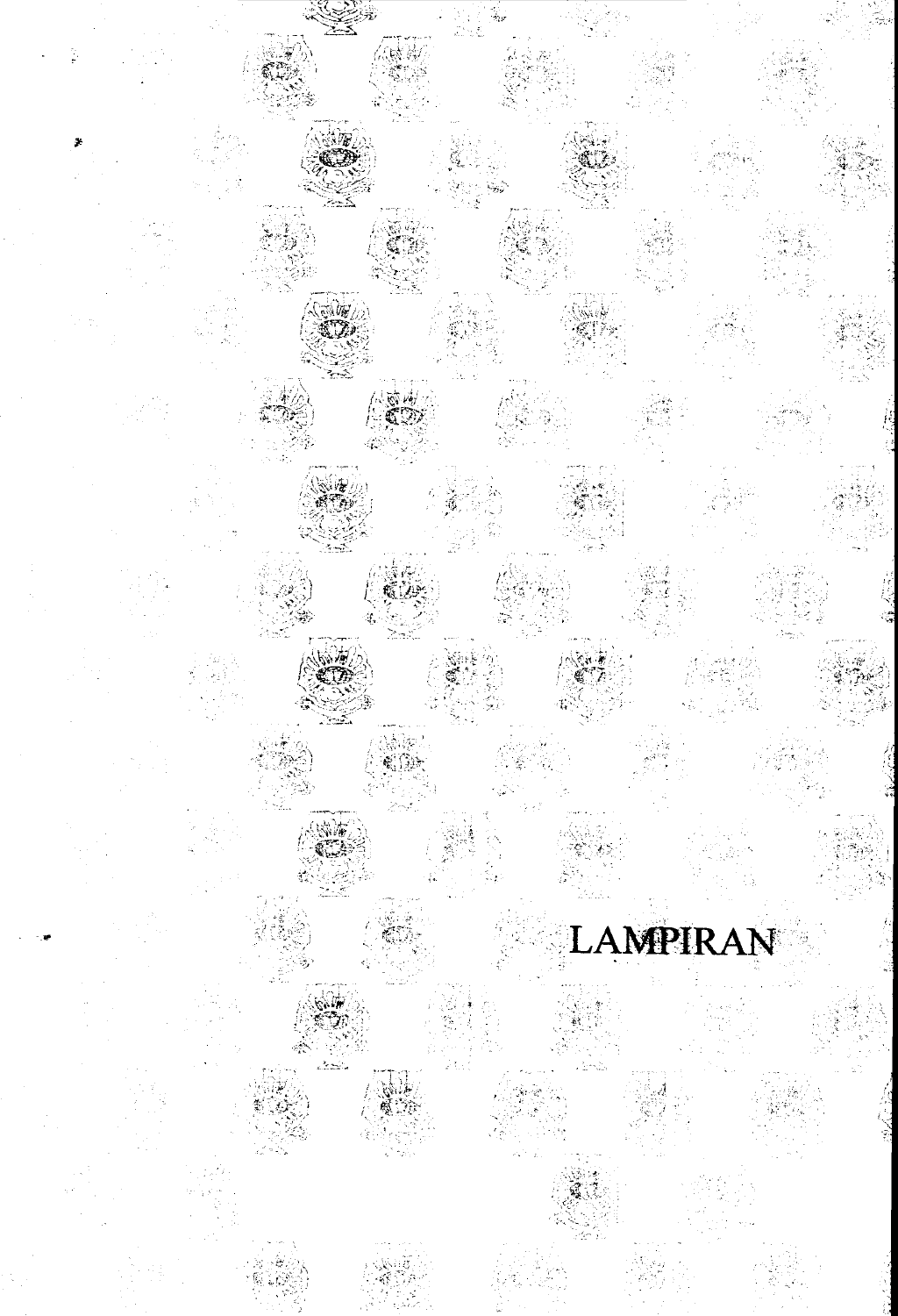# LAMPIRAN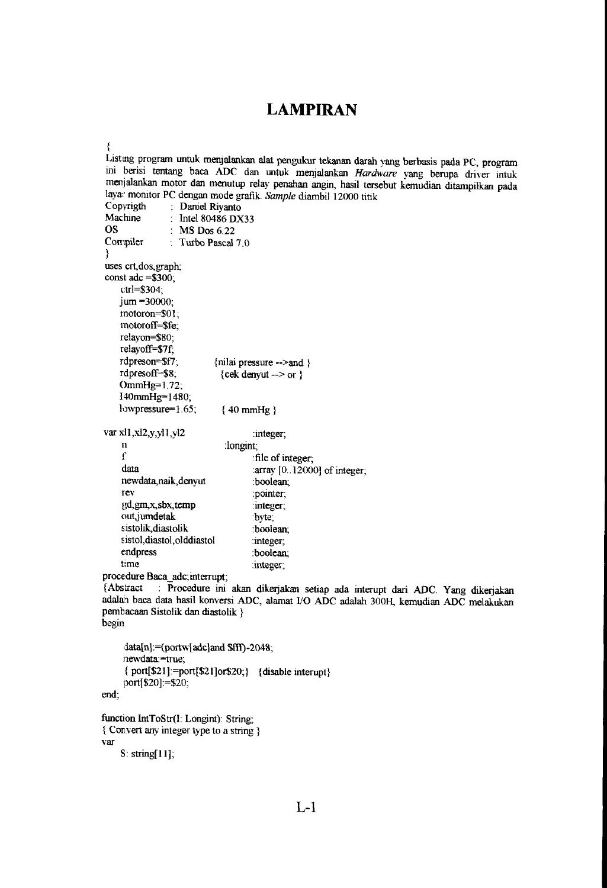# LAMPIRAN

```
{
Listing program untuk menjalankan alat pengukur tekanan darah yang berbasis pada PC, program
ini berisi tentang baca ADC dan untuk menjalankan Hardware yang berupa driver intuk
menjalankan motor dan menutup relay penahan angin, hasil tersebut kemudian ditampilkan pada
layar monitor PC dengan mode grafik. Sample diambil 12000 titik
Copyrigth      : Daniel Riyanto
Machine        : Intel 80486 DX33
OS             : MS Dos 6.22
Compiler       : Turbo Pascal 7.0
}
uses crt,dos,graph;
const adc =$300;
    ctrl=$304;
    jum =30000;
    motoron=$01;
    motoroff=$fe;
    relayon=$80;
    relayoff=$7f;
    rdpreson=$f7;          {nilai pressure -->and }
    rdpresoff=$8;           {cek denyut --> or }
    OmmHg=1.72;
    140mmHg=1480;
    lowpressure=1.65;       { 40 mmHg }

var xl1,xl2,y,yl1,yl2              :integer;
    n                        :longint;
    f                              :file of integer;
    data                           :array [0..12000] of integer;
    newdata,naik,denyut            :boolean;
    rev                            :pointer;
    gd,gm,x,sbx,temp               :integer;
    out,jumdetak                   :byte;
    sistolik,diastolik             :boolean;
    sistol,diastol,olddiastol      :integer;
    endpress                       :boolean;
    time                           :integer;
procedure Baca_adc;interupt;
{Abstract   : Procedure ini akan dikerjakan setiap ada interupt dari ADC. Yang dikerjakan
adalah baca data hasil konversi ADC, alamat I/O ADC adalah 300H, kemudian ADC melakukan
pembacaan Sistolik dan diastolik }
begin

     data[n]:=(portw[adc]and $fff)-2048;
     newdata:=true;
     { port[$21]:=port[$21]or$20;}   {disable interupt}
     port[$20]:=$20;
end;

function IntToStr(I: Longint): String;
{ Convert any integer type to a string }
var
     S: string[11];
```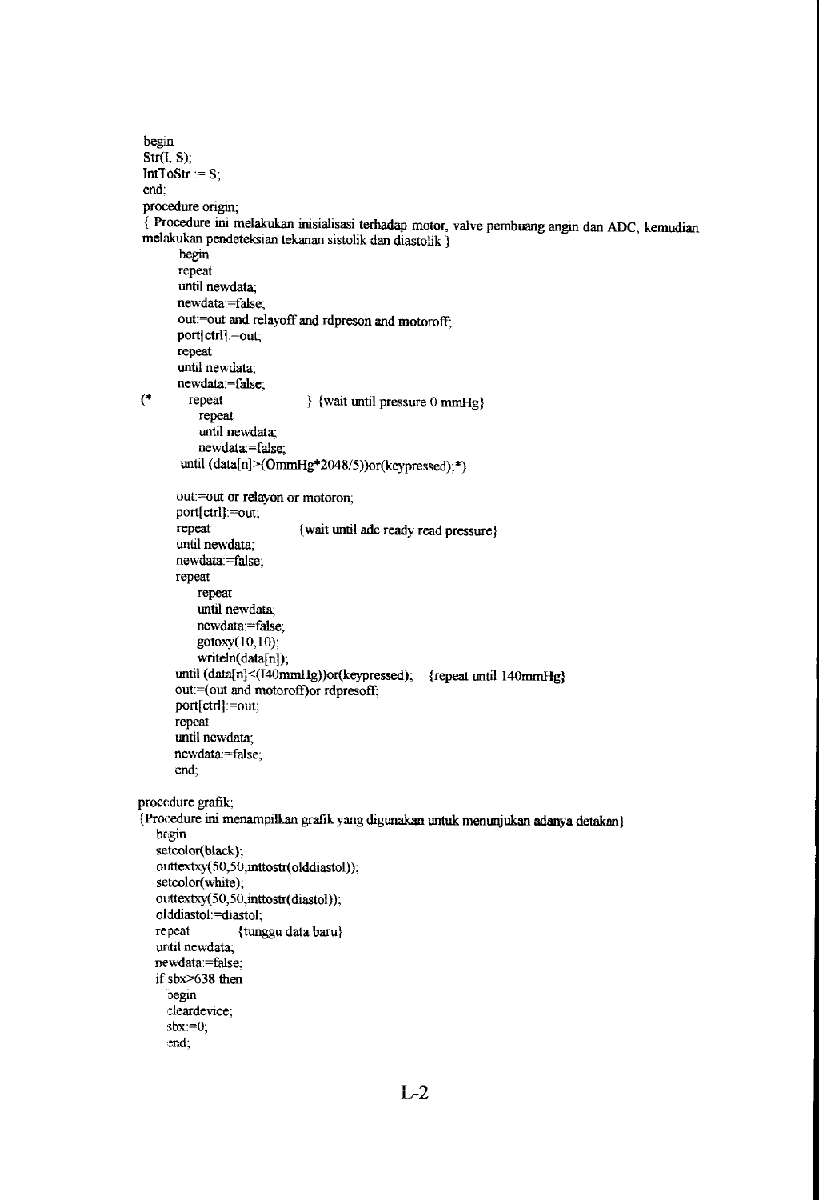```
begin
Str(I, S);
IntToStr := S;
end;
procedure origin;
{ Procedure ini melakukan inisialisasi terhadap motor, valve pembuang angin dan ADC, kemudian
melakukan pendeteksian tekanan sistolik dan diastolik }
      begin
      repeat
      until newdata;
      newdata:=false;
      out:=out and relayoff and rdpreson and motoroff;
      port[ctrl]:=out;
      repeat
      until newdata;
      newdata:=false;
(*      repeat              } {wait until pressure 0 mmHg}
          repeat
          until newdata;
          newdata:=false;
       until (data[n]>(0mmHg*2048/5))or(keypressed);*)

      out:=out or relayon or motoron;
      port[ctrl]:=out;
      repeat              {wait until adc ready read pressure}
      until newdata;
      newdata:=false;
      repeat
          repeat
          until newdata;
          newdata:=false;
          gotoxy(10,10);
          writeln(data[n]);
      until (data[n]<(I40mmHg))or(keypressed);    {repeat until 140mmHg}
      out:=(out and motoroff)or rdpresoff;
      port[ctrl]:=out;
      repeat
      until newdata;
      newdata:=false;
      end;

procedure grafik;
{Procedure ini menampilkan grafik yang digunakan untuk menunjukan adanya detakan}
   begin
   setcolor(black);
   outtextxy(50,50,inttostr(olddiastol));
   setcolor(white);
   outtextxy(50,50,inttostr(diastol));
   olddiastol:=diastol;
   repeat         {tunggu data baru}
   until newdata;
   newdata:=false;
   if sbx>638 then
      begin
      cleardevice;
      sbx:=0;
      end;
```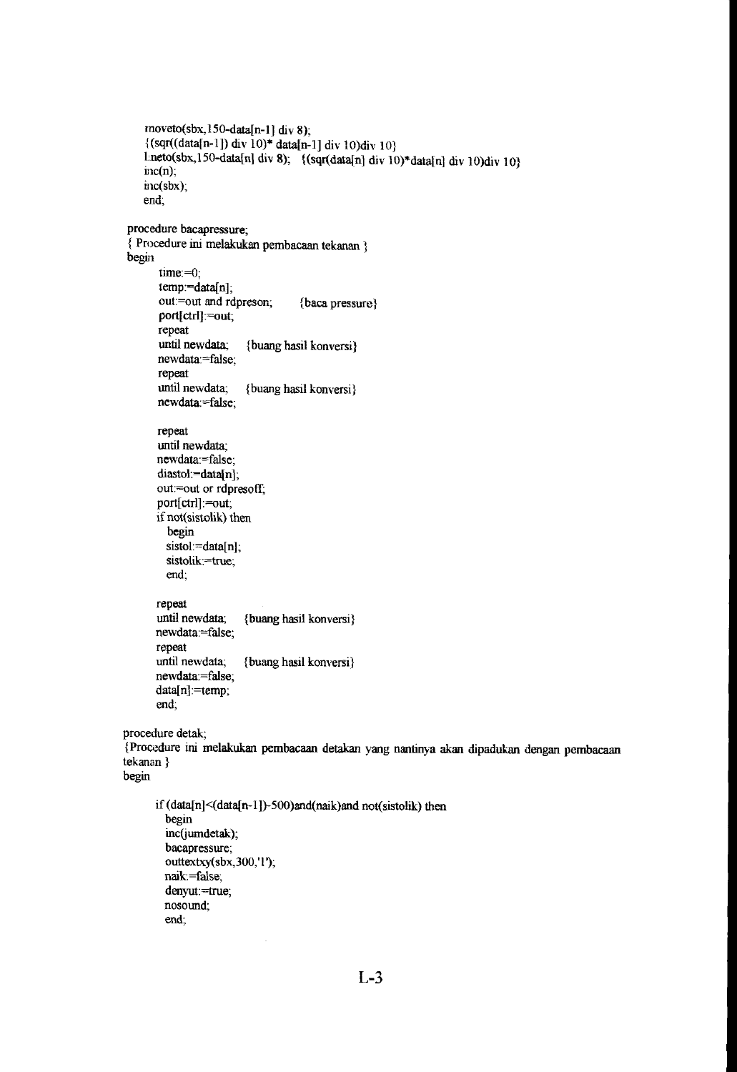```
    moveto(sbx,150-data[n-1] div 8);
    {(sqr((data[n-1]) div 10)* data[n-1] div 10)div 10}
    lineto(sbx,150-data[n] div 8);   {(sqr(data[n] div 10)*data[n] div 10)div 10}
    inc(n);
    inc(sbx);
    end;

procedure bacapressure;
{ Procedure ini melakukan pembacaan tekanan }
begin
      time:=0;
      temp:=data[n];
      out:=out and rdpreson;       {baca pressure}
      port[ctrl]:=out;
      repeat
      until newdata;    {buang hasil konversi}
      newdata:=false;
      repeat
      until newdata;    {buang hasil konversi}
      newdata:=false;

      repeat
      until newdata;
      newdata:=false;
      diastol:=data[n];
      out:=out or rdpresoff;
      port[ctrl]:=out;
      if not(sistolik) then
        begin
        sistol:=data[n];
        sistolik:=true;
        end;

      repeat
      until newdata;    {buang hasil konversi}
      newdata:=false;
      repeat
      until newdata;    {buang hasil konversi}
      newdata:=false;
      data[n]:=temp;
      end;

procedure detak;
{Procedure ini melakukan pembacaan detakan yang nantinya akan dipadukan dengan pembacaan
tekanan }
begin

      if (data[n]<(data[n-1])-500)and(naik)and not(sistolik) then
        begin
        inc(jumdetak);
        bacapressure;
        outtextxy(sbx,300,'1');
        naik:=false;
        denyut:=true;
        nosound;
        end;
```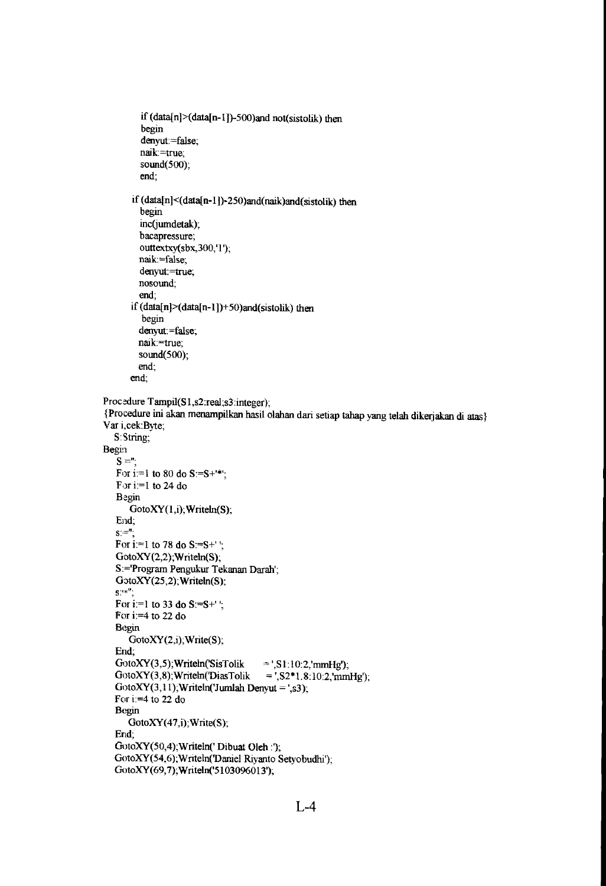```
        if (data[n]>(data[n-1])-500)and not(sistolik) then
        begin
        denyut:=false;
        naik:=true;
        sound(500);
        end;

      if (data[n]<(data[n-1])-250)and(naik)and(sistolik) then
        begin
        inc(jumdetak);
        bacapressure;
        outtextxy(sbx,300,'l');
        naik:=false;
        denyut:=true;
        nosound;
        end;
      if (data[n]>(data[n-1])+50)and(sistolik) then
         begin
        denyut:=false;
        naik:=true;
        sound(500);
        end;
      end;

Procedure Tampil(S1,s2:real;s3:integer);
{Procedure ini akan menampilkan hasil olahan dari setiap tahap yang telah dikerjakan di atas}
Var i,cek:Byte;
   S:String;
Begin
   S:='';
   For i:=1 to 80 do S:=S+'*';
   For i:=1 to 24 do
   Begin
      GotoXY(1,i);Writeln(S);
   End;
   s:='';
   For i:=1 to 78 do S:=S+' ';
   GotoXY(2,2);Writeln(S);
   S:='Program Pengukur Tekanan Darah';
   GotoXY(25,2);Writeln(S);
   s:='';
   For i:=1 to 33 do S:=S+' ';
   For i:=4 to 22 do
   Begin
      GotoXY(2,i);Write(S);
   End;
   GotoXY(3,5);Writeln('SisTolik      = ',S1:10:2,'mmHg');
   GotoXY(3,8);Writeln('DiasTolik     = ',S2*1.8:10:2,'mmHg');
   GotoXY(3,11);Writeln('Jumlah Denyut = ',s3);
   For i:=4 to 22 do
   Begin
      GotoXY(47,i);Write(S);
   End;
   GotoXY(50,4);Writeln(' Dibuat Oleh :');
   GotoXY(54,6);Writeln('Daniel Riyanto Setyobudhi');
   GotoXY(69,7);Writeln('5103096013');
```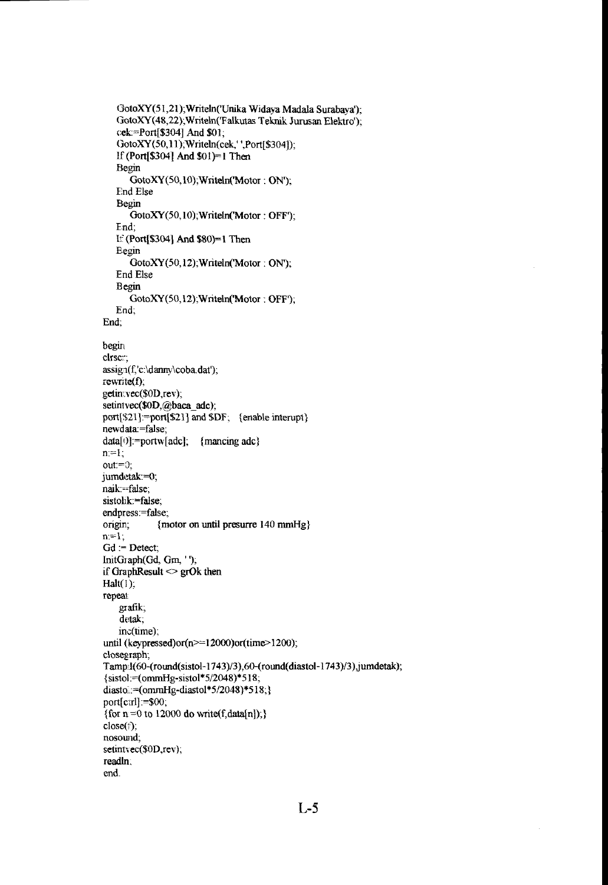```
   GotoXY(51,21);Writeln('Unika Widaya Madala Surabaya');
   GotoXY(48,22);Writeln('Falkutas Teknik Jurusan Elektro');
   cek:=Port[$304] And $01;
   GotoXY(50,11);Writeln(cek,' ',Port[$304]);
   If (Port[$304] And $01)=1 Then
   Begin
      GotoXY(50,10);Writeln('Motor : ON');
   End Else
   Begin
      GotoXY(50,10);Writeln('Motor : OFF');
   End;
   If (Port[$304] And $80)=1 Then
   Begin
      GotoXY(50,12);Writeln('Motor : ON');
   End Else
   Begin
      GotoXY(50,12);Writeln('Motor : OFF');
   End;
End;

begin
clrscr;
assign(f,'c:\danny\coba.dat');
rewrite(f);
getintvec($0D,rev);
setintvec($0D,@baca_adc);
port[$21]:=port[$21] and $DF;   {enable interupt}
newdata:=false;
data[0]:=portw[adc];   {mancing adc}
n:=1;
out:=0;
jumdetak:=0;
naik:=false;
sistolik:=false;
endpress:=false;
origin;         {motor on until presurre 140 mmHg}
n:=1;
Gd := Detect;
InitGraph(Gd, Gm, ' ');
if GraphResult <> grOk then
Halt(1);
repeat
    grafik;
    detak;
    inc(time);
until (keypressed)or(n>=12000)or(time>1200);
closegraph;
Tampil(60-(round(sistol-1743)/3),60-(round(diastol-1743)/3),jumdetak);
{sistol:=(ommHg-sistol*5/2048)*518;
diastol:=(ommHg-diastol*5/2048)*518;}
port[ctrl]:=$00;
{for n =0 to 12000 do write(f,data[n]);}
close(f);
nosound;
setintvec($0D,rev);
readln;
end.
```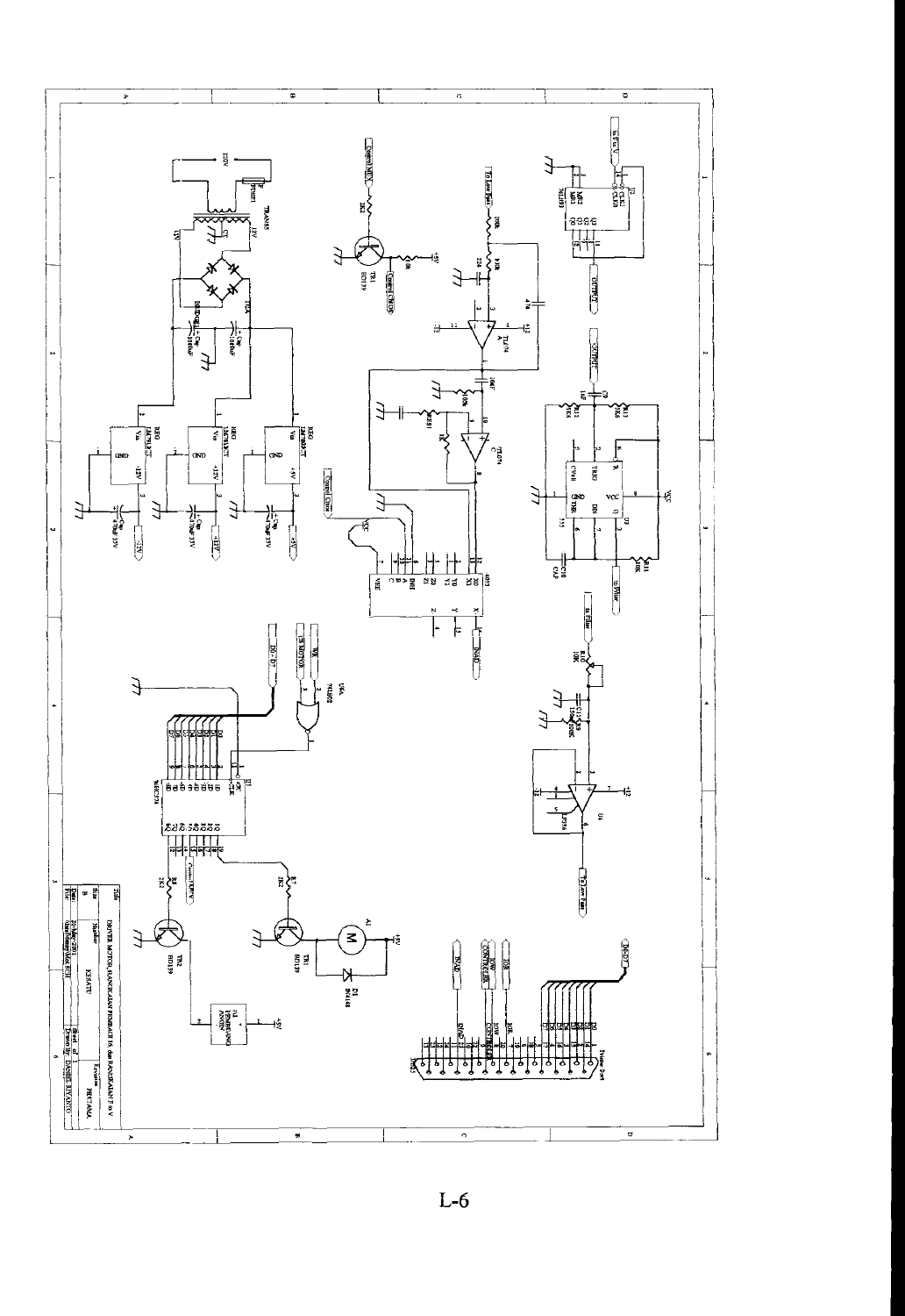Title: DRIVER MOTOR, RANGKAIAN PEMBACA 16 dan RANGKAIAN F to V

Size: B

Number: KE6ATU

Revision: PERTAMA

Drawn By: DANIEL RIYANTO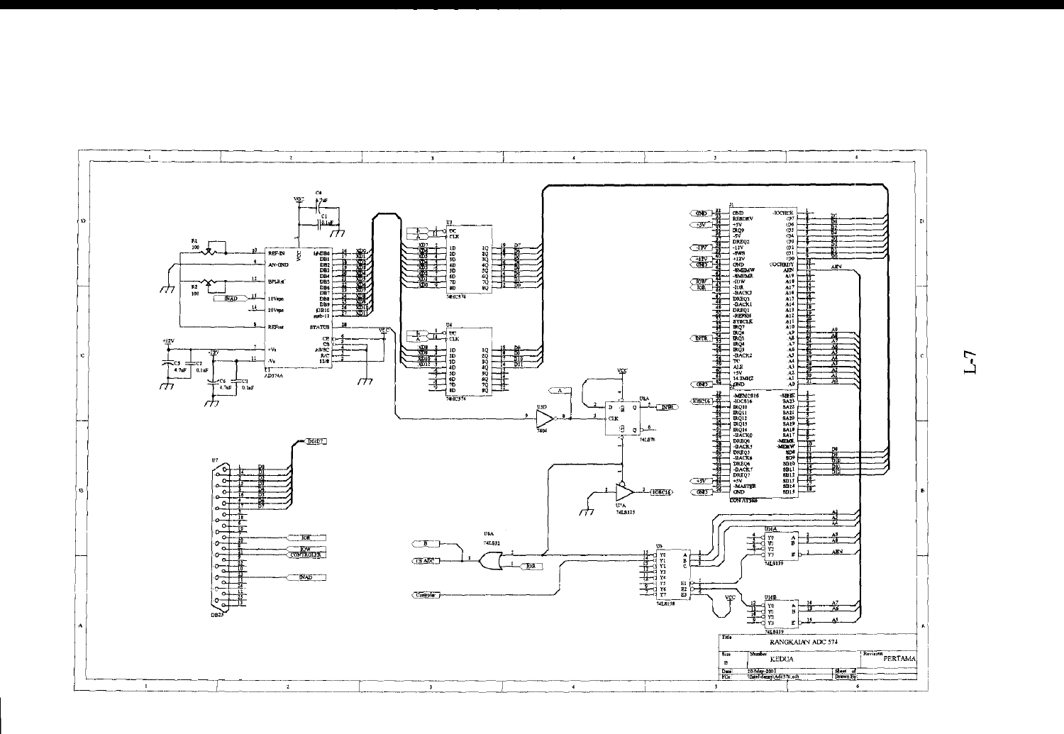| Title | | | |
|---|---|---|---|
| RANGKAIAN ADC 574 | | | |
| Size | Number | | Revision |
| B | KEDUA | | PERTAMA |
| Date: | 20-May-2003 | Sheet of | |
| File: | | Drawn By: | |

L-7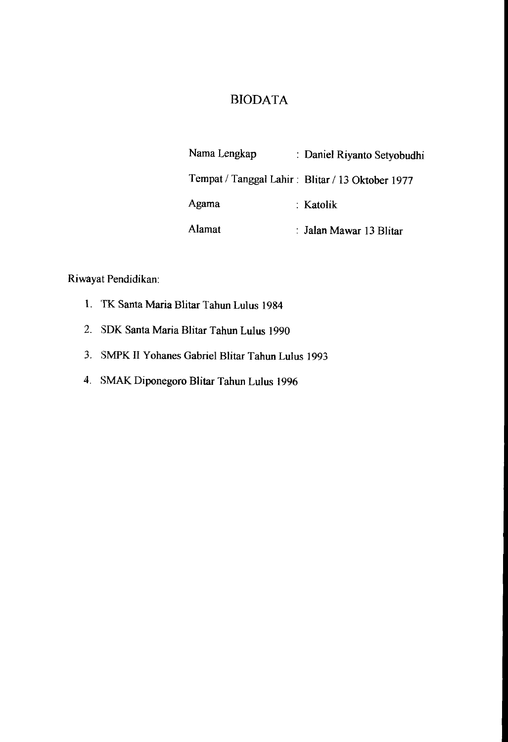# BIODATA

| | |
|---|---|
| Nama Lengkap | : Daniel Riyanto Setyobudhi |
| Tempat / Tanggal Lahir | : Blitar / 13 Oktober 1977 |
| Agama | : Katolik |
| Alamat | : Jalan Mawar 13 Blitar |

Riwayat Pendidikan:

1. TK Santa Maria Blitar Tahun Lulus 1984
2. SDK Santa Maria Blitar Tahun Lulus 1990
3. SMPK II Yohanes Gabriel Blitar Tahun Lulus 1993
4. SMAK Diponegoro Blitar Tahun Lulus 1996